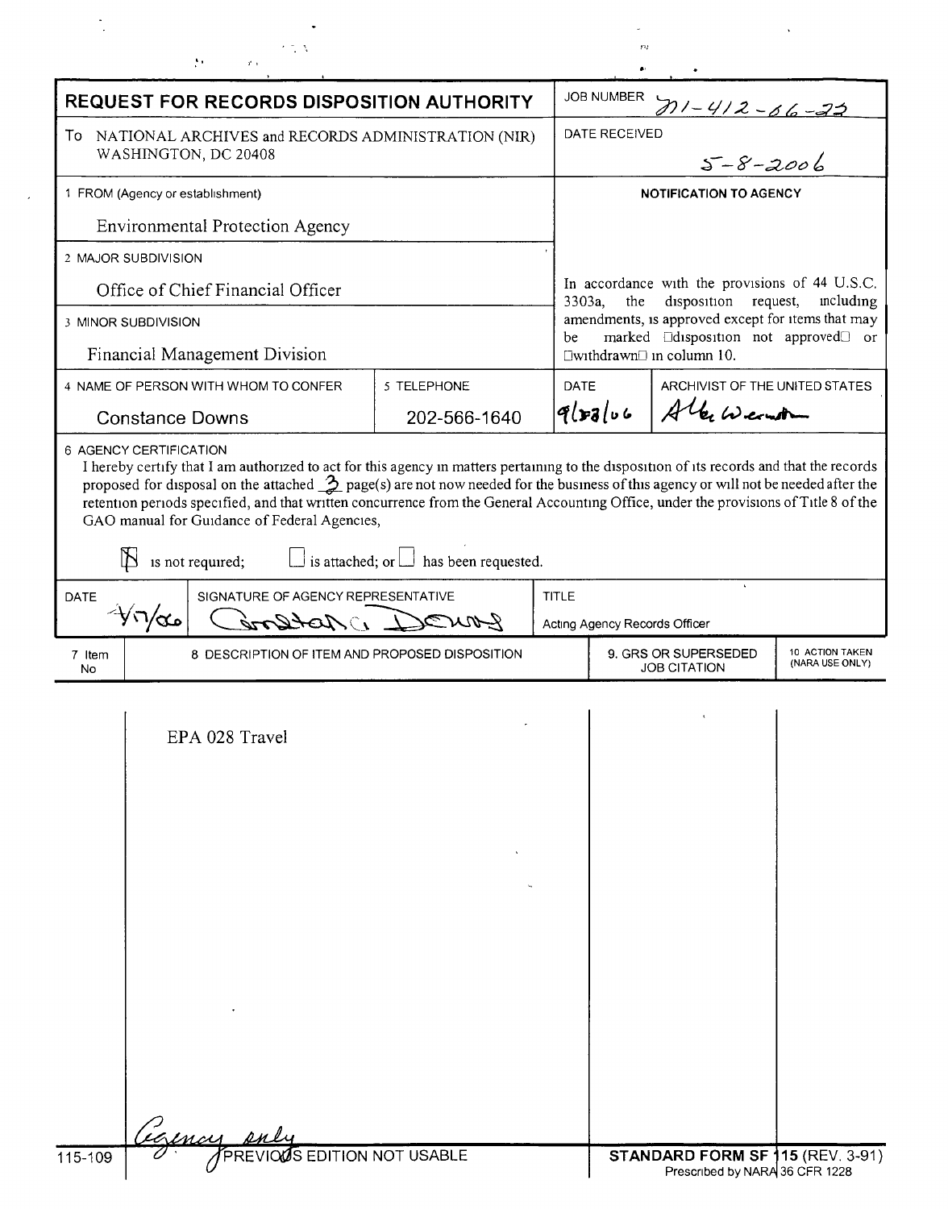# REQUEST FOR RECORDS DISPOSITION AUTHORITY

| | |
|---|---|
| **JOB NUMBER** | N1-412-06-22 |
| **DATE RECEIVED** | 5-8-2006 |

To NATIONAL ARCHIVES and RECORDS ADMINISTRATION (NIR)
WASHINGTON, DC 20408

1 FROM (Agency or establishment)

Environmental Protection Agency

2 MAJOR SUBDIVISION

Office of Chief Financial Officer

3 MINOR SUBDIVISION

Financial Management Division

4 NAME OF PERSON WITH WHOM TO CONFER

Constance Downs

5 TELEPHONE

202-566-1640

**NOTIFICATION TO AGENCY**

In accordance with the provisions of 44 U.S.C. 3303a, the disposition request, including amendments, is approved except for items that may be marked "disposition not approved" or "withdrawn" in column 10.

| DATE | ARCHIVIST OF THE UNITED STATES |
|---|---|
| 9/28/06 | Allen Weinstein |

6 AGENCY CERTIFICATION

I hereby certify that I am authorized to act for this agency in matters pertaining to the disposition of its records and that the records proposed for disposal on the attached 3 page(s) are not now needed for the business of this agency or will not be needed after the retention periods specified, and that written concurrence from the General Accounting Office, under the provisions of Title 8 of the GAO manual for Guidance of Federal Agencies,

☒ is not required; ☐ is attached; or ☐ has been requested.

| DATE | SIGNATURE OF AGENCY REPRESENTATIVE | TITLE |
|---|---|---|
| 4/7/06 | Constance Downs | Acting Agency Records Officer |

| 7 Item No | 8 DESCRIPTION OF ITEM AND PROPOSED DISPOSITION | 9. GRS OR SUPERSEDED JOB CITATION | 10 ACTION TAKEN (NARA USE ONLY) |
|---|---|---|---|
| | EPA 028 Travel | | |

Agency only

115-109 PREVIOUS EDITION NOT USABLE

**STANDARD FORM SF 115** (REV. 3-91)
Prescribed by NARA 36 CFR 1228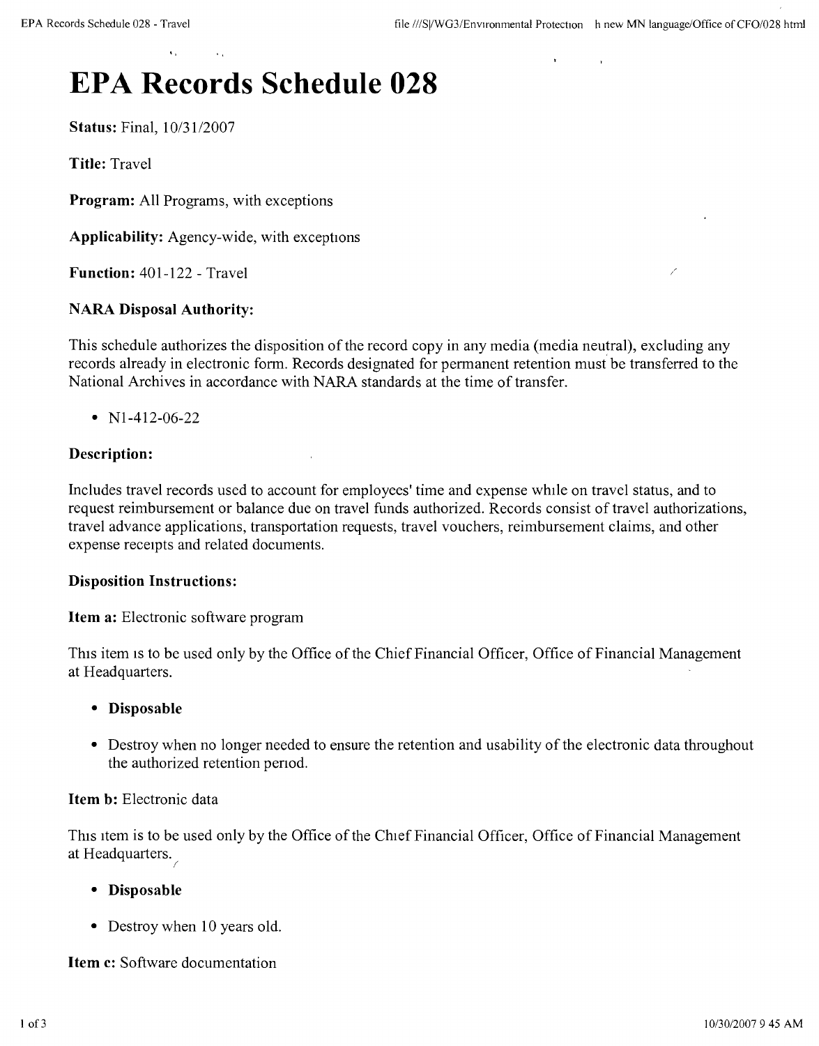# EPA Records Schedule 028

**Status:** Final, 10/31/2007

**Title:** Travel

**Program:** All Programs, with exceptions

**Applicability:** Agency-wide, with exceptions

**Function:** 401-122 - Travel

**NARA Disposal Authority:**

This schedule authorizes the disposition of the record copy in any media (media neutral), excluding any records already in electronic form. Records designated for permanent retention must be transferred to the National Archives in accordance with NARA standards at the time of transfer.

- N1-412-06-22

**Description:**

Includes travel records used to account for employees' time and expense while on travel status, and to request reimbursement or balance due on travel funds authorized. Records consist of travel authorizations, travel advance applications, transportation requests, travel vouchers, reimbursement claims, and other expense receipts and related documents.

**Disposition Instructions:**

**Item a:** Electronic software program

This item is to be used only by the Office of the Chief Financial Officer, Office of Financial Management at Headquarters.

- **Disposable**
- Destroy when no longer needed to ensure the retention and usability of the electronic data throughout the authorized retention period.

**Item b:** Electronic data

This item is to be used only by the Office of the Chief Financial Officer, Office of Financial Management at Headquarters.

- **Disposable**
- Destroy when 10 years old.

**Item c:** Software documentation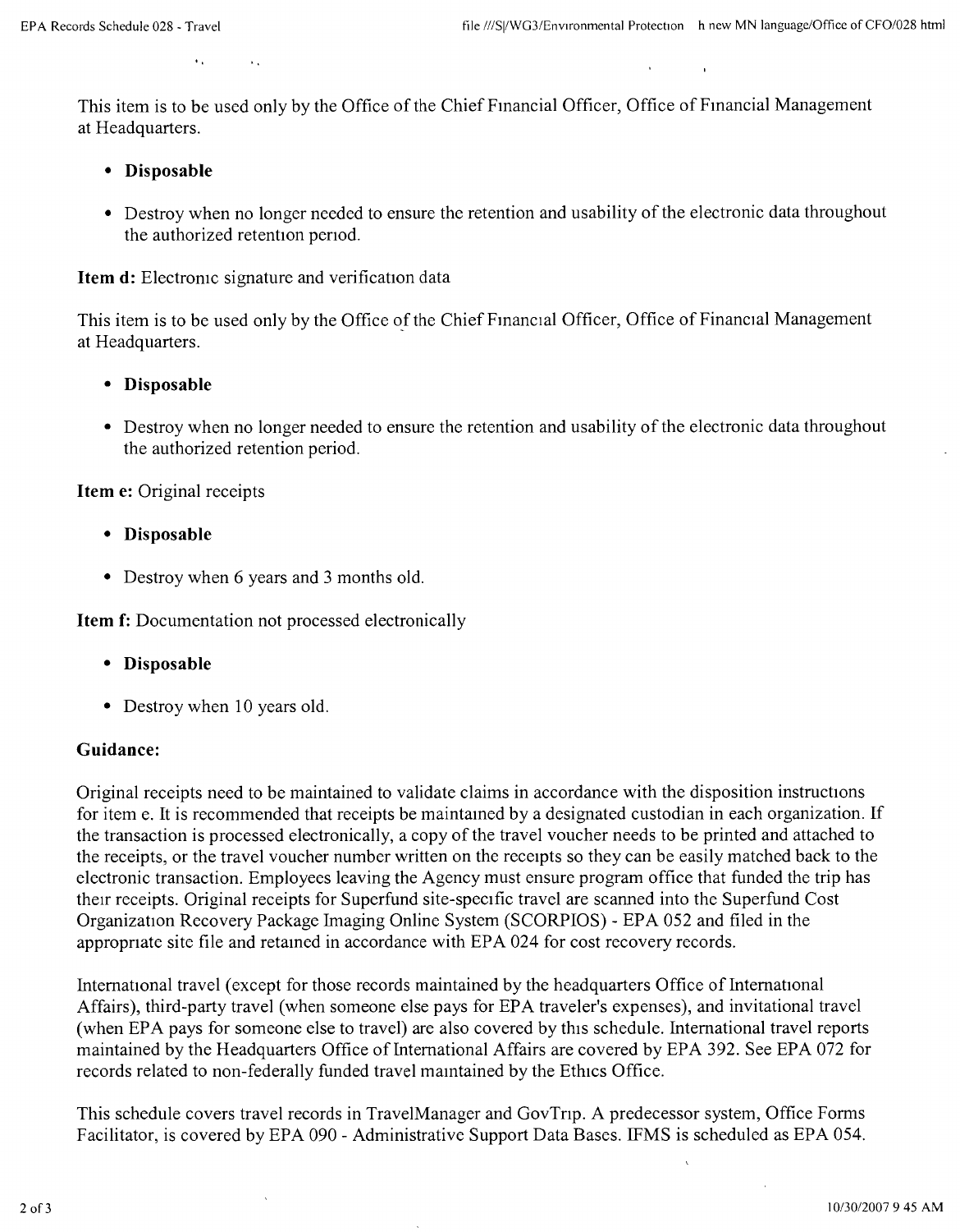This item is to be used only by the Office of the Chief Financial Officer, Office of Financial Management at Headquarters.

- **Disposable**
- Destroy when no longer needed to ensure the retention and usability of the electronic data throughout the authorized retention period.

**Item d:** Electronic signature and verification data

This item is to be used only by the Office of the Chief Financial Officer, Office of Financial Management at Headquarters.

- **Disposable**
- Destroy when no longer needed to ensure the retention and usability of the electronic data throughout the authorized retention period.

**Item e:** Original receipts

- **Disposable**
- Destroy when 6 years and 3 months old.

**Item f:** Documentation not processed electronically

- **Disposable**
- Destroy when 10 years old.

**Guidance:**

Original receipts need to be maintained to validate claims in accordance with the disposition instructions for item e. It is recommended that receipts be maintained by a designated custodian in each organization. If the transaction is processed electronically, a copy of the travel voucher needs to be printed and attached to the receipts, or the travel voucher number written on the receipts so they can be easily matched back to the electronic transaction. Employees leaving the Agency must ensure program office that funded the trip has their receipts. Original receipts for Superfund site-specific travel are scanned into the Superfund Cost Organization Recovery Package Imaging Online System (SCORPIOS) - EPA 052 and filed in the appropriate site file and retained in accordance with EPA 024 for cost recovery records.

International travel (except for those records maintained by the headquarters Office of International Affairs), third-party travel (when someone else pays for EPA traveler's expenses), and invitational travel (when EPA pays for someone else to travel) are also covered by this schedule. International travel reports maintained by the Headquarters Office of International Affairs are covered by EPA 392. See EPA 072 for records related to non-federally funded travel maintained by the Ethics Office.

This schedule covers travel records in TravelManager and GovTrip. A predecessor system, Office Forms Facilitator, is covered by EPA 090 - Administrative Support Data Bases. IFMS is scheduled as EPA 054.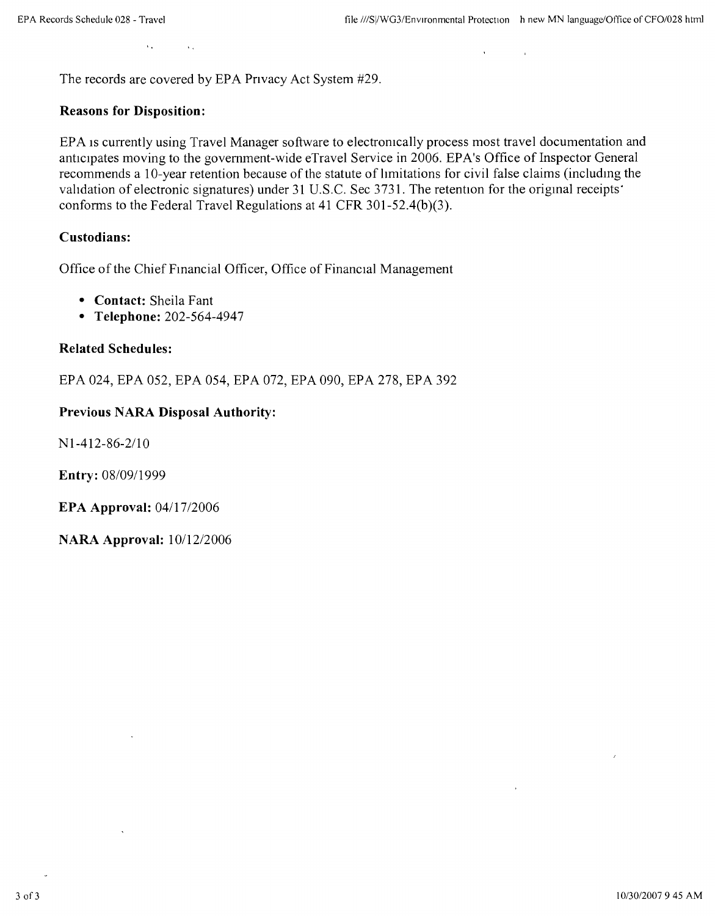The records are covered by EPA Privacy Act System #29.

**Reasons for Disposition:**

EPA is currently using Travel Manager software to electronically process most travel documentation and anticipates moving to the government-wide eTravel Service in 2006. EPA's Office of Inspector General recommends a 10-year retention because of the statute of limitations for civil false claims (including the validation of electronic signatures) under 31 U.S.C. Sec 3731. The retention for the original receipts conforms to the Federal Travel Regulations at 41 CFR 301-52.4(b)(3).

**Custodians:**

Office of the Chief Financial Officer, Office of Financial Management

- **Contact:** Sheila Fant
- **Telephone:** 202-564-4947

**Related Schedules:**

EPA 024, EPA 052, EPA 054, EPA 072, EPA 090, EPA 278, EPA 392

**Previous NARA Disposal Authority:**

N1-412-86-2/10

**Entry:** 08/09/1999

**EPA Approval:** 04/17/2006

**NARA Approval:** 10/12/2006